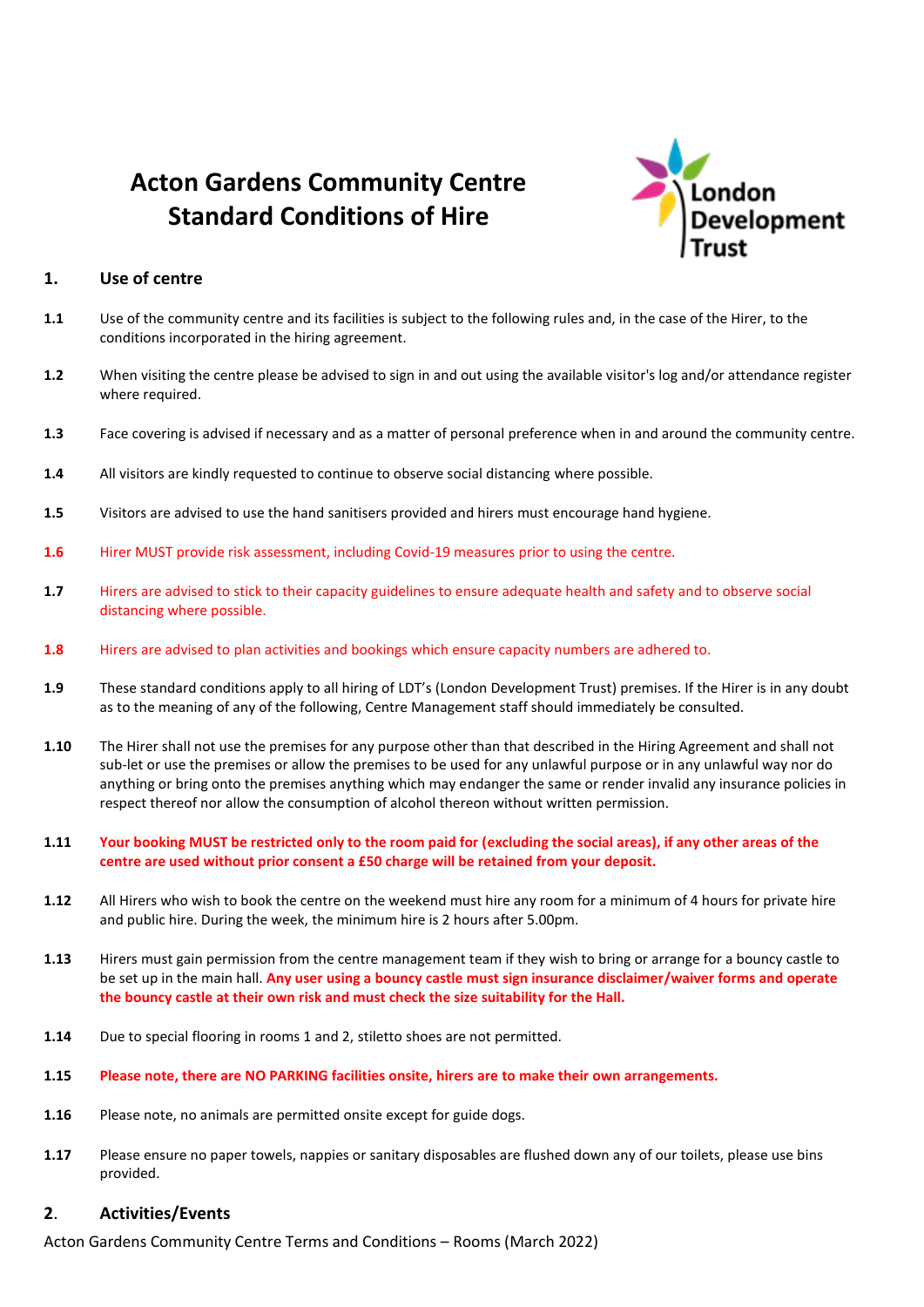# Acton Gardens Community Centre
# Standard Conditions of Hire

London Development Trust

## 1. Use of centre

**1.1** Use of the community centre and its facilities is subject to the following rules and, in the case of the Hirer, to the conditions incorporated in the hiring agreement.

**1.2** When visiting the centre please be advised to sign in and out using the available visitor's log and/or attendance register where required.

**1.3** Face covering is advised if necessary and as a matter of personal preference when in and around the community centre.

**1.4** All visitors are kindly requested to continue to observe social distancing where possible.

**1.5** Visitors are advised to use the hand sanitisers provided and hirers must encourage hand hygiene.

**1.6** Hirer MUST provide risk assessment, including Covid-19 measures prior to using the centre.

**1.7** Hirers are advised to stick to their capacity guidelines to ensure adequate health and safety and to observe social distancing where possible.

**1.8** Hirers are advised to plan activities and bookings which ensure capacity numbers are adhered to.

**1.9** These standard conditions apply to all hiring of LDT's (London Development Trust) premises. If the Hirer is in any doubt as to the meaning of any of the following, Centre Management staff should immediately be consulted.

**1.10** The Hirer shall not use the premises for any purpose other than that described in the Hiring Agreement and shall not sub-let or use the premises or allow the premises to be used for any unlawful purpose or in any unlawful way nor do anything or bring onto the premises anything which may endanger the same or render invalid any insurance policies in respect thereof nor allow the consumption of alcohol thereon without written permission.

**1.11** **Your booking MUST be restricted only to the room paid for (excluding the social areas), if any other areas of the centre are used without prior consent a £50 charge will be retained from your deposit.**

**1.12** All Hirers who wish to book the centre on the weekend must hire any room for a minimum of 4 hours for private hire and public hire. During the week, the minimum hire is 2 hours after 5.00pm.

**1.13** Hirers must gain permission from the centre management team if they wish to bring or arrange for a bouncy castle to be set up in the main hall. **Any user using a bouncy castle must sign insurance disclaimer/waiver forms and operate the bouncy castle at their own risk and must check the size suitability for the Hall.**

**1.14** Due to special flooring in rooms 1 and 2, stiletto shoes are not permitted.

**1.15** **Please note, there are NO PARKING facilities onsite, hirers are to make their own arrangements.**

**1.16** Please note, no animals are permitted onsite except for guide dogs.

**1.17** Please ensure no paper towels, nappies or sanitary disposables are flushed down any of our toilets, please use bins provided.

## 2. Activities/Events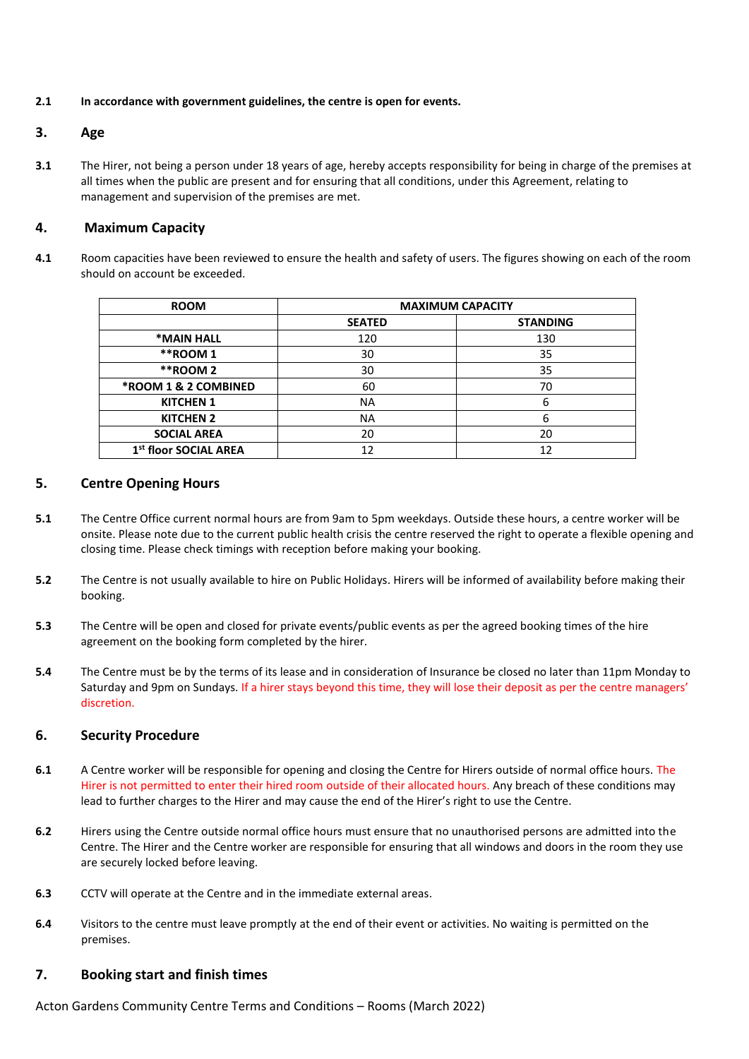**2.1 In accordance with government guidelines, the centre is open for events.**

## 3. Age

**3.1** The Hirer, not being a person under 18 years of age, hereby accepts responsibility for being in charge of the premises at all times when the public are present and for ensuring that all conditions, under this Agreement, relating to management and supervision of the premises are met.

## 4. Maximum Capacity

**4.1** Room capacities have been reviewed to ensure the health and safety of users. The figures showing on each of the room should on account be exceeded.

| ROOM | MAXIMUM CAPACITY | |
|---|---|---|
| | SEATED | STANDING |
| *MAIN HALL | 120 | 130 |
| **ROOM 1 | 30 | 35 |
| **ROOM 2 | 30 | 35 |
| *ROOM 1 & 2 COMBINED | 60 | 70 |
| KITCHEN 1 | NA | 6 |
| KITCHEN 2 | NA | 6 |
| SOCIAL AREA | 20 | 20 |
| 1st floor SOCIAL AREA | 12 | 12 |

## 5. Centre Opening Hours

**5.1** The Centre Office current normal hours are from 9am to 5pm weekdays. Outside these hours, a centre worker will be onsite. Please note due to the current public health crisis the centre reserved the right to operate a flexible opening and closing time. Please check timings with reception before making your booking.

**5.2** The Centre is not usually available to hire on Public Holidays. Hirers will be informed of availability before making their booking.

**5.3** The Centre will be open and closed for private events/public events as per the agreed booking times of the hire agreement on the booking form completed by the hirer.

**5.4** The Centre must be by the terms of its lease and in consideration of Insurance be closed no later than 11pm Monday to Saturday and 9pm on Sundays. If a hirer stays beyond this time, they will lose their deposit as per the centre managers' discretion.

## 6. Security Procedure

**6.1** A Centre worker will be responsible for opening and closing the Centre for Hirers outside of normal office hours. The Hirer is not permitted to enter their hired room outside of their allocated hours. Any breach of these conditions may lead to further charges to the Hirer and may cause the end of the Hirer's right to use the Centre.

**6.2** Hirers using the Centre outside normal office hours must ensure that no unauthorised persons are admitted into the Centre. The Hirer and the Centre worker are responsible for ensuring that all windows and doors in the room they use are securely locked before leaving.

**6.3** CCTV will operate at the Centre and in the immediate external areas.

**6.4** Visitors to the centre must leave promptly at the end of their event or activities. No waiting is permitted on the premises.

## 7. Booking start and finish times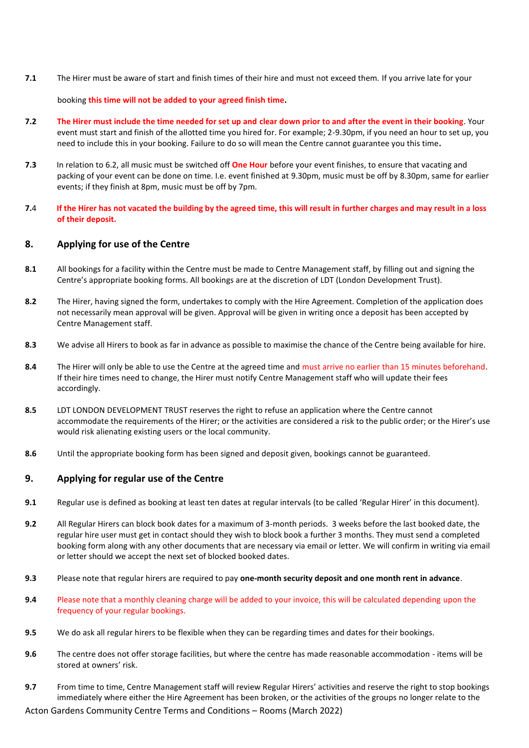**7.1** The Hirer must be aware of start and finish times of their hire and must not exceed them. If you arrive late for your booking **this time will not be added to your agreed finish time.**

**7.2** **The Hirer must include the time needed for set up and clear down prior to and after the event in their booking**. Your event must start and finish of the allotted time you hired for. For example; 2-9.30pm, if you need an hour to set up, you need to include this in your booking. Failure to do so will mean the Centre cannot guarantee you this time**.**

**7.3** In relation to 6.2, all music must be switched off **One Hour** before your event finishes, to ensure that vacating and packing of your event can be done on time. I.e. event finished at 9.30pm, music must be off by 8.30pm, same for earlier events; if they finish at 8pm, music must be off by 7pm.

**7.**4 **If the Hirer has not vacated the building by the agreed time, this will result in further charges and may result in a loss of their deposit.**

## 8. Applying for use of the Centre

**8.1** All bookings for a facility within the Centre must be made to Centre Management staff, by filling out and signing the Centre's appropriate booking forms. All bookings are at the discretion of LDT (London Development Trust).

**8.2** The Hirer, having signed the form, undertakes to comply with the Hire Agreement. Completion of the application does not necessarily mean approval will be given. Approval will be given in writing once a deposit has been accepted by Centre Management staff.

**8.3** We advise all Hirers to book as far in advance as possible to maximise the chance of the Centre being available for hire.

**8.4** The Hirer will only be able to use the Centre at the agreed time and must arrive no earlier than 15 minutes beforehand. If their hire times need to change, the Hirer must notify Centre Management staff who will update their fees accordingly.

**8.5** LDT LONDON DEVELOPMENT TRUST reserves the right to refuse an application where the Centre cannot accommodate the requirements of the Hirer; or the activities are considered a risk to the public order; or the Hirer's use would risk alienating existing users or the local community.

**8.6** Until the appropriate booking form has been signed and deposit given, bookings cannot be guaranteed.

## 9. Applying for regular use of the Centre

**9.1** Regular use is defined as booking at least ten dates at regular intervals (to be called 'Regular Hirer' in this document).

**9.2** All Regular Hirers can block book dates for a maximum of 3-month periods. 3 weeks before the last booked date, the regular hire user must get in contact should they wish to block book a further 3 months. They must send a completed booking form along with any other documents that are necessary via email or letter. We will confirm in writing via email or letter should we accept the next set of blocked booked dates.

**9.3** Please note that regular hirers are required to pay **one-month security deposit and one month rent in advance**.

**9.4** Please note that a monthly cleaning charge will be added to your invoice, this will be calculated depending upon the frequency of your regular bookings.

**9.5** We do ask all regular hirers to be flexible when they can be regarding times and dates for their bookings.

**9.6** The centre does not offer storage facilities, but where the centre has made reasonable accommodation - items will be stored at owners' risk.

**9.7** From time to time, Centre Management staff will review Regular Hirers' activities and reserve the right to stop bookings immediately where either the Hire Agreement has been broken, or the activities of the groups no longer relate to the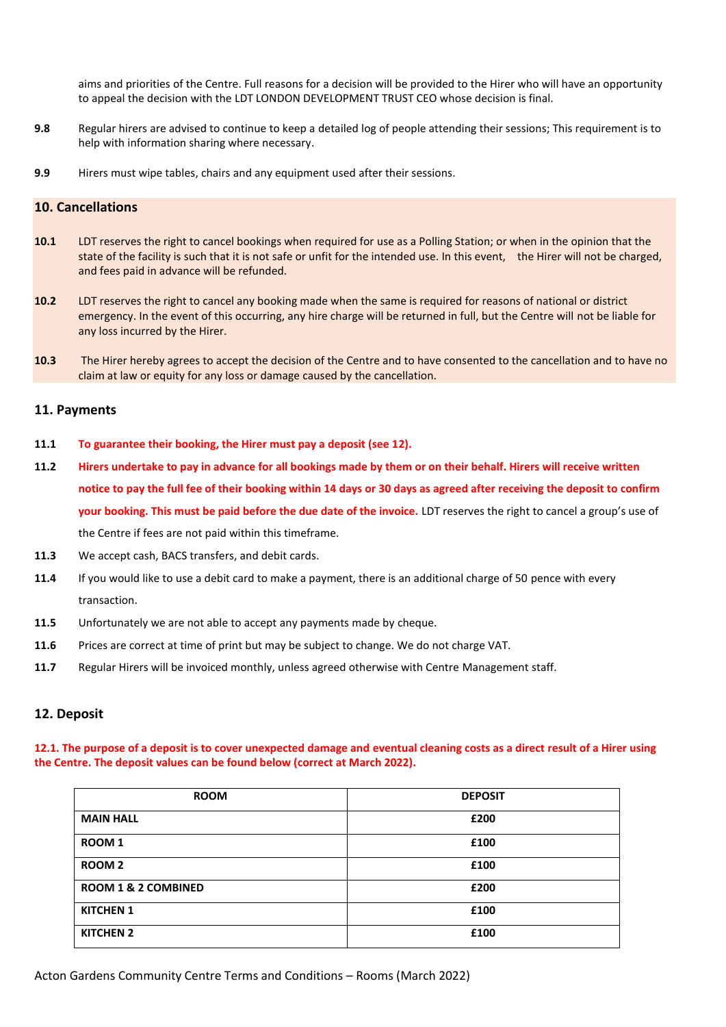aims and priorities of the Centre. Full reasons for a decision will be provided to the Hirer who will have an opportunity to appeal the decision with the LDT LONDON DEVELOPMENT TRUST CEO whose decision is final.

**9.8** Regular hirers are advised to continue to keep a detailed log of people attending their sessions; This requirement is to help with information sharing where necessary.

**9.9** Hirers must wipe tables, chairs and any equipment used after their sessions.

## 10. Cancellations

**10.1** LDT reserves the right to cancel bookings when required for use as a Polling Station; or when in the opinion that the state of the facility is such that it is not safe or unfit for the intended use. In this event, the Hirer will not be charged, and fees paid in advance will be refunded.

**10.2** LDT reserves the right to cancel any booking made when the same is required for reasons of national or district emergency. In the event of this occurring, any hire charge will be returned in full, but the Centre will not be liable for any loss incurred by the Hirer.

**10.3** The Hirer hereby agrees to accept the decision of the Centre and to have consented to the cancellation and to have no claim at law or equity for any loss or damage caused by the cancellation.

## 11. Payments

**11.1** **To guarantee their booking, the Hirer must pay a deposit (see 12).**

**11.2** **Hirers undertake to pay in advance for all bookings made by them or on their behalf. Hirers will receive written notice to pay the full fee of their booking within 14 days or 30 days as agreed after receiving the deposit to confirm your booking. This must be paid before the due date of the invoice.** LDT reserves the right to cancel a group's use of the Centre if fees are not paid within this timeframe.

**11.3** We accept cash, BACS transfers, and debit cards.

**11.4** If you would like to use a debit card to make a payment, there is an additional charge of 50 pence with every transaction.

**11.5** Unfortunately we are not able to accept any payments made by cheque.

**11.6** Prices are correct at time of print but may be subject to change. We do not charge VAT.

**11.7** Regular Hirers will be invoiced monthly, unless agreed otherwise with Centre Management staff.

## 12. Deposit

**12.1. The purpose of a deposit is to cover unexpected damage and eventual cleaning costs as a direct result of a Hirer using the Centre. The deposit values can be found below (correct at March 2022).**

| ROOM | DEPOSIT |
|---|---|
| **MAIN HALL** | **£200** |
| **ROOM 1** | **£100** |
| **ROOM 2** | **£100** |
| **ROOM 1 & 2 COMBINED** | **£200** |
| **KITCHEN 1** | **£100** |
| **KITCHEN 2** | **£100** |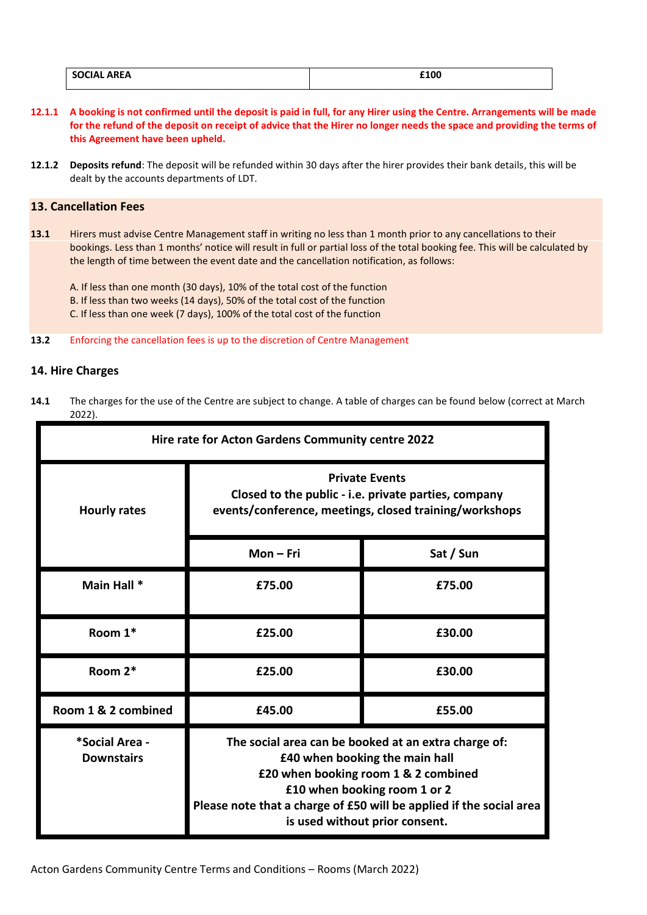| SOCIAL AREA | £100 |
|---|---|

**12.1.1** **A booking is not confirmed until the deposit is paid in full, for any Hirer using the Centre. Arrangements will be made for the refund of the deposit on receipt of advice that the Hirer no longer needs the space and providing the terms of this Agreement have been upheld.**

**12.1.2** **Deposits refund**: The deposit will be refunded within 30 days after the hirer provides their bank details, this will be dealt by the accounts departments of LDT.

## 13. Cancellation Fees

**13.1** Hirers must advise Centre Management staff in writing no less than 1 month prior to any cancellations to their bookings. Less than 1 months' notice will result in full or partial loss of the total booking fee. This will be calculated by the length of time between the event date and the cancellation notification, as follows:

A. If less than one month (30 days), 10% of the total cost of the function
B. If less than two weeks (14 days), 50% of the total cost of the function
C. If less than one week (7 days), 100% of the total cost of the function

**13.2** Enforcing the cancellation fees is up to the discretion of Centre Management

## 14. Hire Charges

**14.1** The charges for the use of the Centre are subject to change. A table of charges can be found below (correct at March 2022).

| Hire rate for Acton Gardens Community centre 2022 | | |
|---|---|---|
| Hourly rates | Private Events<br>Closed to the public - i.e. private parties, company events/conference, meetings, closed training/workshops | |
| | Mon – Fri | Sat / Sun |
| Main Hall * | £75.00 | £75.00 |
| Room 1* | £25.00 | £30.00 |
| Room 2* | £25.00 | £30.00 |
| Room 1 & 2 combined | £45.00 | £55.00 |
| *Social Area - Downstairs | The social area can be booked at an extra charge of:<br>£40 when booking the main hall<br>£20 when booking room 1 & 2 combined<br>£10 when booking room 1 or 2<br>Please note that a charge of £50 will be applied if the social area is used without prior consent. | |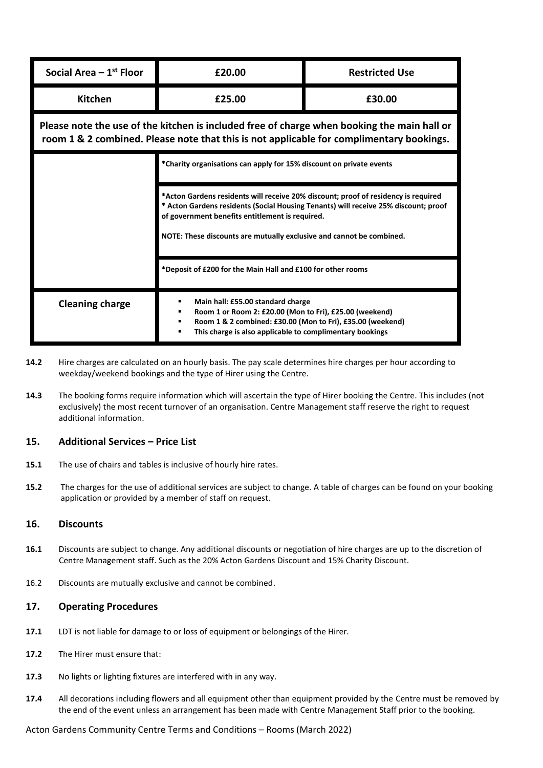| Social Area – 1st Floor | £20.00 | Restricted Use |
| --- | --- | --- |
| Kitchen | £25.00 | £30.00 |
| Please note the use of the kitchen is included free of charge when booking the main hall or room 1 & 2 combined. Please note that this is not applicable for complimentary bookings. | | |
| | *Charity organisations can apply for 15% discount on private events | |
| | *Acton Gardens residents will receive 20% discount; proof of residency is required<br>* Acton Gardens residents (Social Housing Tenants) will receive 25% discount; proof of government benefits entitlement is required.<br><br>NOTE: These discounts are mutually exclusive and cannot be combined. | |
| | *Deposit of £200 for the Main Hall and £100 for other rooms | |
| Cleaning charge | ▪ Main hall: £55.00 standard charge<br>▪ Room 1 or Room 2: £20.00 (Mon to Fri), £25.00 (weekend)<br>▪ Room 1 & 2 combined: £30.00 (Mon to Fri), £35.00 (weekend)<br>▪ This charge is also applicable to complimentary bookings | |

**14.2** Hire charges are calculated on an hourly basis. The pay scale determines hire charges per hour according to weekday/weekend bookings and the type of Hirer using the Centre.

**14.3** The booking forms require information which will ascertain the type of Hirer booking the Centre. This includes (not exclusively) the most recent turnover of an organisation. Centre Management staff reserve the right to request additional information.

## 15. Additional Services – Price List

**15.1** The use of chairs and tables is inclusive of hourly hire rates.

**15.2** The charges for the use of additional services are subject to change. A table of charges can be found on your booking application or provided by a member of staff on request.

## 16. Discounts

**16.1** Discounts are subject to change. Any additional discounts or negotiation of hire charges are up to the discretion of Centre Management staff. Such as the 20% Acton Gardens Discount and 15% Charity Discount.

16.2 Discounts are mutually exclusive and cannot be combined.

## 17. Operating Procedures

**17.1** LDT is not liable for damage to or loss of equipment or belongings of the Hirer.

**17.2** The Hirer must ensure that:

**17.3** No lights or lighting fixtures are interfered with in any way.

**17.4** All decorations including flowers and all equipment other than equipment provided by the Centre must be removed by the end of the event unless an arrangement has been made with Centre Management Staff prior to the booking.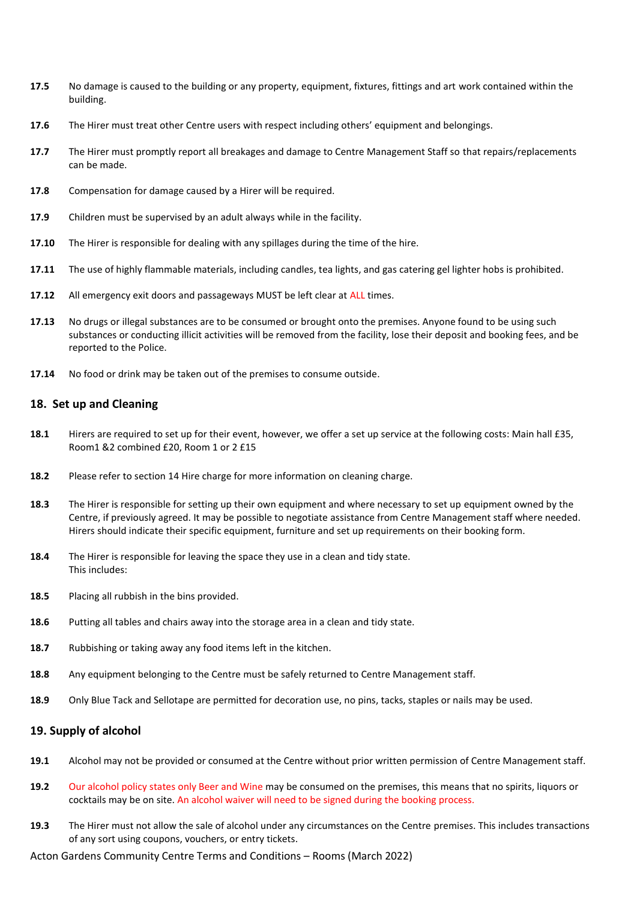**17.5** No damage is caused to the building or any property, equipment, fixtures, fittings and art work contained within the building.

**17.6** The Hirer must treat other Centre users with respect including others' equipment and belongings.

**17.7** The Hirer must promptly report all breakages and damage to Centre Management Staff so that repairs/replacements can be made.

**17.8** Compensation for damage caused by a Hirer will be required.

**17.9** Children must be supervised by an adult always while in the facility.

**17.10** The Hirer is responsible for dealing with any spillages during the time of the hire.

**17.11** The use of highly flammable materials, including candles, tea lights, and gas catering gel lighter hobs is prohibited.

**17.12** All emergency exit doors and passageways MUST be left clear at ALL times.

**17.13** No drugs or illegal substances are to be consumed or brought onto the premises. Anyone found to be using such substances or conducting illicit activities will be removed from the facility, lose their deposit and booking fees, and be reported to the Police.

**17.14** No food or drink may be taken out of the premises to consume outside.

## 18. Set up and Cleaning

**18.1** Hirers are required to set up for their event, however, we offer a set up service at the following costs: Main hall £35, Room1 &2 combined £20, Room 1 or 2 £15

**18.2** Please refer to section 14 Hire charge for more information on cleaning charge.

**18.3** The Hirer is responsible for setting up their own equipment and where necessary to set up equipment owned by the Centre, if previously agreed. It may be possible to negotiate assistance from Centre Management staff where needed. Hirers should indicate their specific equipment, furniture and set up requirements on their booking form.

**18.4** The Hirer is responsible for leaving the space they use in a clean and tidy state.
This includes:

**18.5** Placing all rubbish in the bins provided.

**18.6** Putting all tables and chairs away into the storage area in a clean and tidy state.

**18.7** Rubbishing or taking away any food items left in the kitchen.

**18.8** Any equipment belonging to the Centre must be safely returned to Centre Management staff.

**18.9** Only Blue Tack and Sellotape are permitted for decoration use, no pins, tacks, staples or nails may be used.

## 19. Supply of alcohol

**19.1** Alcohol may not be provided or consumed at the Centre without prior written permission of Centre Management staff.

**19.2** Our alcohol policy states only Beer and Wine may be consumed on the premises, this means that no spirits, liquors or cocktails may be on site. An alcohol waiver will need to be signed during the booking process.

**19.3** The Hirer must not allow the sale of alcohol under any circumstances on the Centre premises. This includes transactions of any sort using coupons, vouchers, or entry tickets.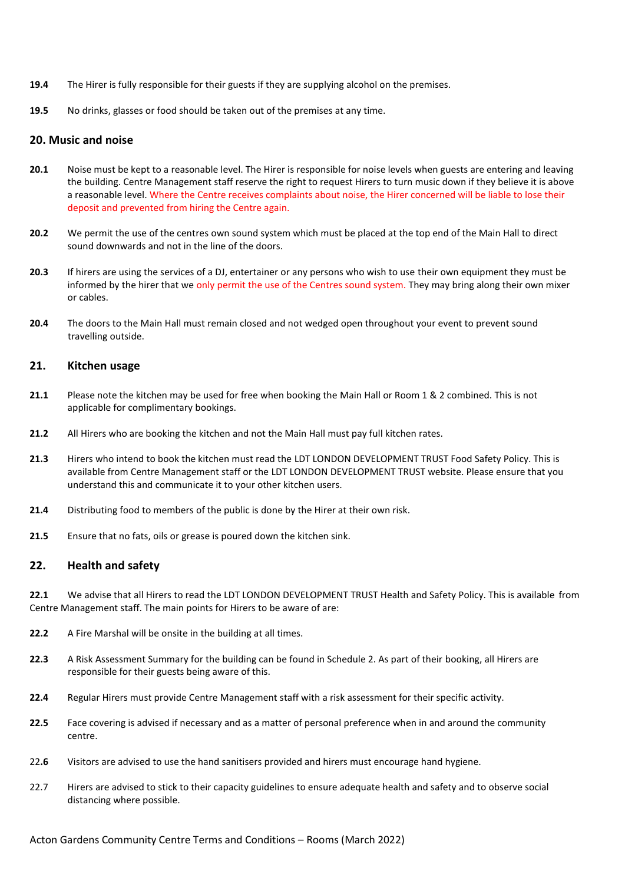**19.4** The Hirer is fully responsible for their guests if they are supplying alcohol on the premises.

**19.5** No drinks, glasses or food should be taken out of the premises at any time.

## 20. Music and noise

**20.1** Noise must be kept to a reasonable level. The Hirer is responsible for noise levels when guests are entering and leaving the building. Centre Management staff reserve the right to request Hirers to turn music down if they believe it is above a reasonable level. Where the Centre receives complaints about noise, the Hirer concerned will be liable to lose their deposit and prevented from hiring the Centre again.

**20.2** We permit the use of the centres own sound system which must be placed at the top end of the Main Hall to direct sound downwards and not in the line of the doors.

**20.3** If hirers are using the services of a DJ, entertainer or any persons who wish to use their own equipment they must be informed by the hirer that we only permit the use of the Centres sound system. They may bring along their own mixer or cables.

**20.4** The doors to the Main Hall must remain closed and not wedged open throughout your event to prevent sound travelling outside.

## 21. Kitchen usage

**21.1** Please note the kitchen may be used for free when booking the Main Hall or Room 1 & 2 combined. This is not applicable for complimentary bookings.

**21.2** All Hirers who are booking the kitchen and not the Main Hall must pay full kitchen rates.

**21.3** Hirers who intend to book the kitchen must read the LDT LONDON DEVELOPMENT TRUST Food Safety Policy. This is available from Centre Management staff or the LDT LONDON DEVELOPMENT TRUST website. Please ensure that you understand this and communicate it to your other kitchen users.

**21.4** Distributing food to members of the public is done by the Hirer at their own risk.

**21.5** Ensure that no fats, oils or grease is poured down the kitchen sink.

## 22. Health and safety

**22.1** We advise that all Hirers to read the LDT LONDON DEVELOPMENT TRUST Health and Safety Policy. This is available from Centre Management staff. The main points for Hirers to be aware of are:

**22.2** A Fire Marshal will be onsite in the building at all times.

**22.3** A Risk Assessment Summary for the building can be found in Schedule 2. As part of their booking, all Hirers are responsible for their guests being aware of this.

**22.4** Regular Hirers must provide Centre Management staff with a risk assessment for their specific activity.

**22.5** Face covering is advised if necessary and as a matter of personal preference when in and around the community centre.

22.**6** Visitors are advised to use the hand sanitisers provided and hirers must encourage hand hygiene.

22.7 Hirers are advised to stick to their capacity guidelines to ensure adequate health and safety and to observe social distancing where possible.

Acton Gardens Community Centre Terms and Conditions – Rooms (March 2022)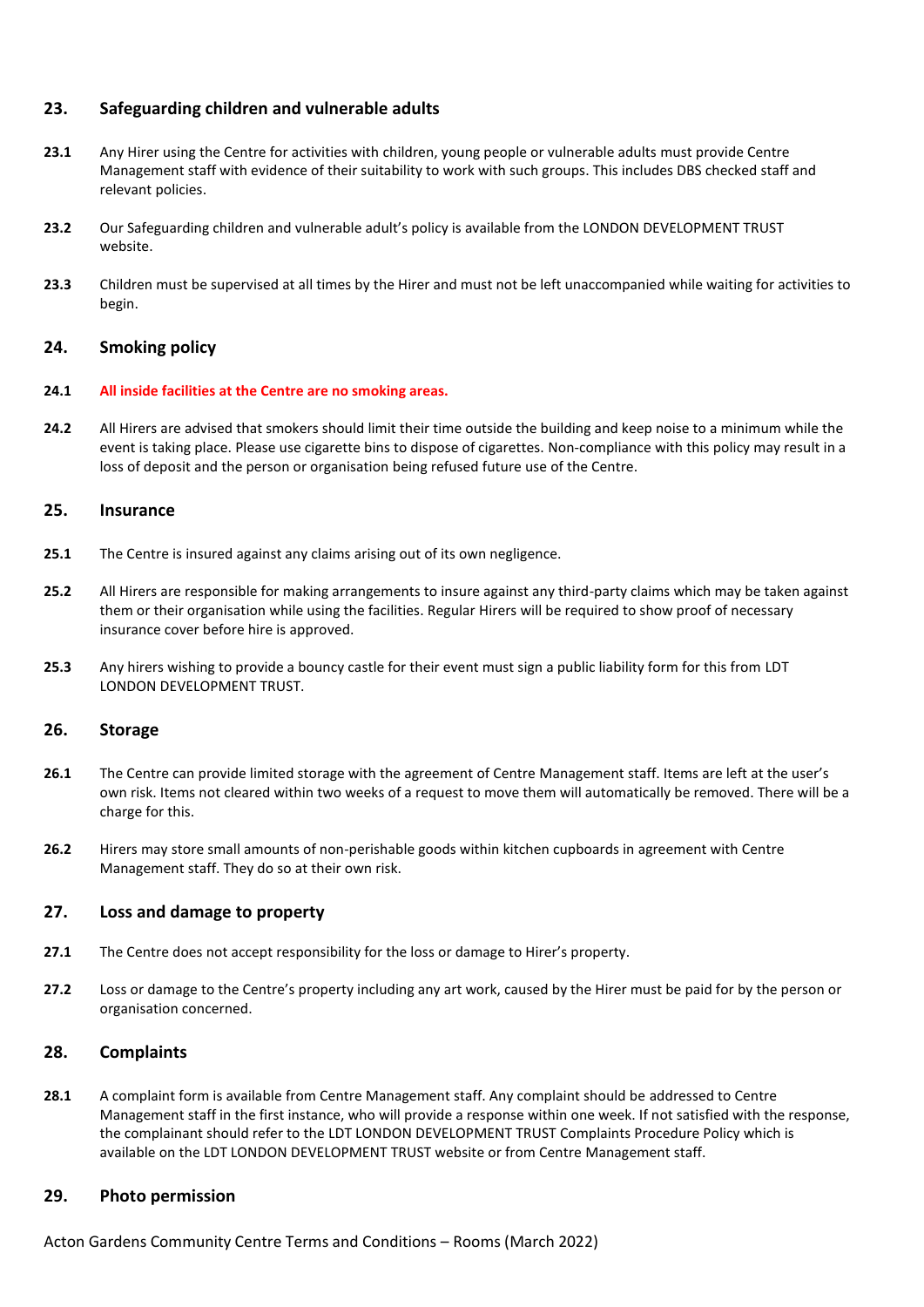## 23. Safeguarding children and vulnerable adults

**23.1** Any Hirer using the Centre for activities with children, young people or vulnerable adults must provide Centre Management staff with evidence of their suitability to work with such groups. This includes DBS checked staff and relevant policies.

**23.2** Our Safeguarding children and vulnerable adult's policy is available from the LONDON DEVELOPMENT TRUST website.

**23.3** Children must be supervised at all times by the Hirer and must not be left unaccompanied while waiting for activities to begin.

## 24. Smoking policy

**24.1** **All inside facilities at the Centre are no smoking areas.**

**24.2** All Hirers are advised that smokers should limit their time outside the building and keep noise to a minimum while the event is taking place. Please use cigarette bins to dispose of cigarettes. Non-compliance with this policy may result in a loss of deposit and the person or organisation being refused future use of the Centre.

## 25. Insurance

**25.1** The Centre is insured against any claims arising out of its own negligence.

**25.2** All Hirers are responsible for making arrangements to insure against any third-party claims which may be taken against them or their organisation while using the facilities. Regular Hirers will be required to show proof of necessary insurance cover before hire is approved.

**25.3** Any hirers wishing to provide a bouncy castle for their event must sign a public liability form for this from LDT LONDON DEVELOPMENT TRUST.

## 26. Storage

**26.1** The Centre can provide limited storage with the agreement of Centre Management staff. Items are left at the user's own risk. Items not cleared within two weeks of a request to move them will automatically be removed. There will be a charge for this.

**26.2** Hirers may store small amounts of non-perishable goods within kitchen cupboards in agreement with Centre Management staff. They do so at their own risk.

## 27. Loss and damage to property

**27.1** The Centre does not accept responsibility for the loss or damage to Hirer's property.

**27.2** Loss or damage to the Centre's property including any art work, caused by the Hirer must be paid for by the person or organisation concerned.

## 28. Complaints

**28.1** A complaint form is available from Centre Management staff. Any complaint should be addressed to Centre Management staff in the first instance, who will provide a response within one week. If not satisfied with the response, the complainant should refer to the LDT LONDON DEVELOPMENT TRUST Complaints Procedure Policy which is available on the LDT LONDON DEVELOPMENT TRUST website or from Centre Management staff.

## 29. Photo permission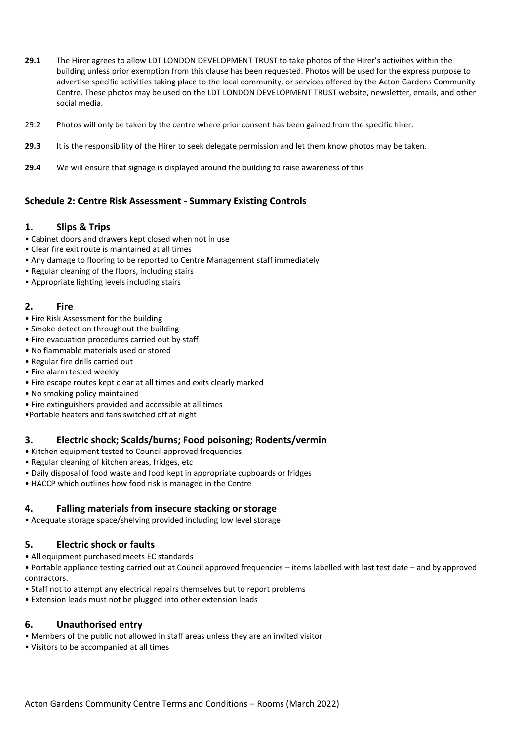**29.1** The Hirer agrees to allow LDT LONDON DEVELOPMENT TRUST to take photos of the Hirer's activities within the building unless prior exemption from this clause has been requested. Photos will be used for the express purpose to advertise specific activities taking place to the local community, or services offered by the Acton Gardens Community Centre. These photos may be used on the LDT LONDON DEVELOPMENT TRUST website, newsletter, emails, and other social media.

29.2 Photos will only be taken by the centre where prior consent has been gained from the specific hirer.

**29.3** It is the responsibility of the Hirer to seek delegate permission and let them know photos may be taken.

**29.4** We will ensure that signage is displayed around the building to raise awareness of this

### Schedule 2: Centre Risk Assessment - Summary Existing Controls

#### 1. Slips & Trips

- Cabinet doors and drawers kept closed when not in use
- Clear fire exit route is maintained at all times
- Any damage to flooring to be reported to Centre Management staff immediately
- Regular cleaning of the floors, including stairs
- Appropriate lighting levels including stairs

#### 2. Fire

- Fire Risk Assessment for the building
- Smoke detection throughout the building
- Fire evacuation procedures carried out by staff
- No flammable materials used or stored
- Regular fire drills carried out
- Fire alarm tested weekly
- Fire escape routes kept clear at all times and exits clearly marked
- No smoking policy maintained
- Fire extinguishers provided and accessible at all times
- Portable heaters and fans switched off at night

#### 3. Electric shock; Scalds/burns; Food poisoning; Rodents/vermin

- Kitchen equipment tested to Council approved frequencies
- Regular cleaning of kitchen areas, fridges, etc
- Daily disposal of food waste and food kept in appropriate cupboards or fridges
- HACCP which outlines how food risk is managed in the Centre

#### 4. Falling materials from insecure stacking or storage

- Adequate storage space/shelving provided including low level storage

#### 5. Electric shock or faults

- All equipment purchased meets EC standards
- Portable appliance testing carried out at Council approved frequencies – items labelled with last test date – and by approved contractors.
- Staff not to attempt any electrical repairs themselves but to report problems
- Extension leads must not be plugged into other extension leads

#### 6. Unauthorised entry

- Members of the public not allowed in staff areas unless they are an invited visitor
- Visitors to be accompanied at all times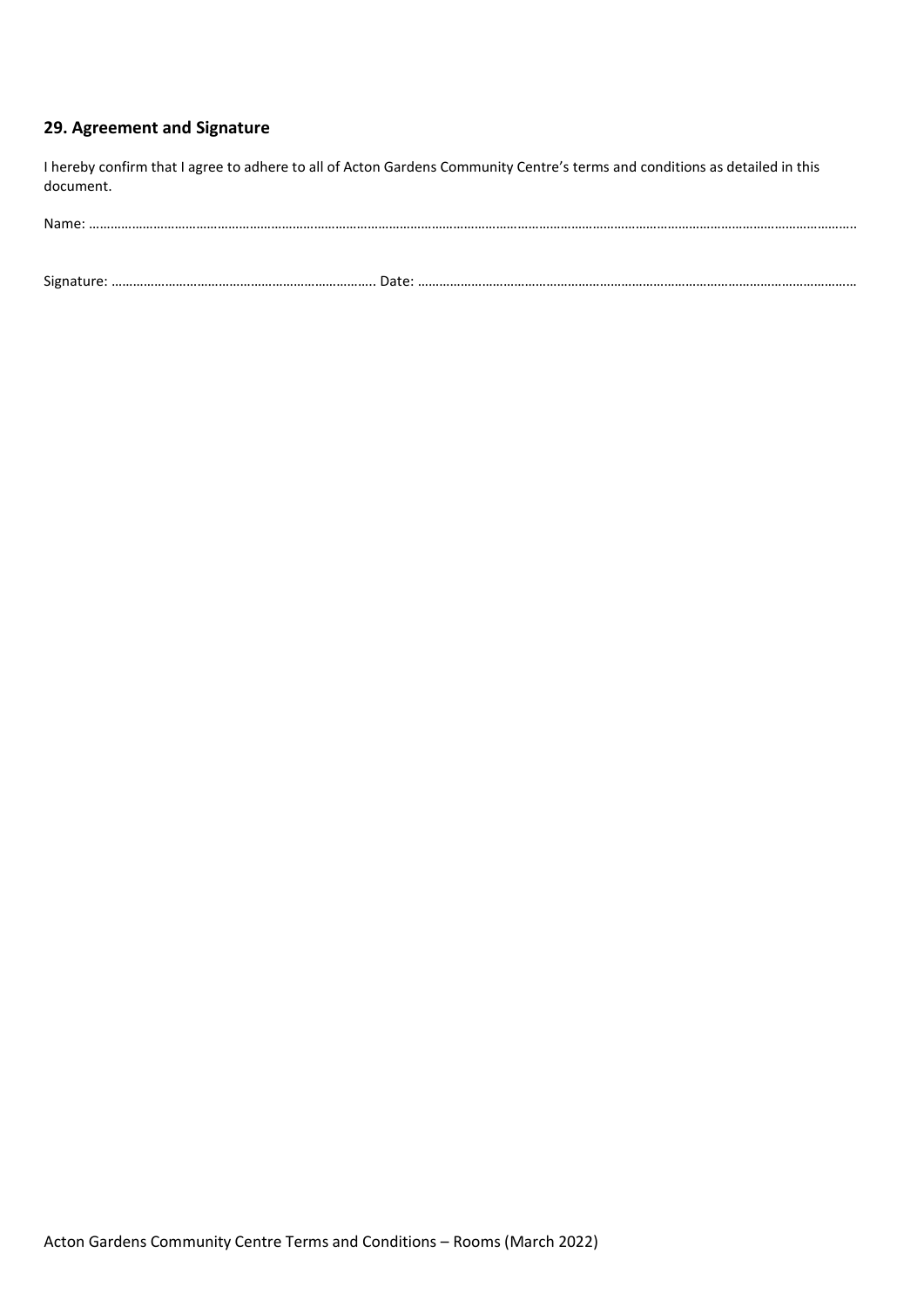## 29. Agreement and Signature

I hereby confirm that I agree to adhere to all of Acton Gardens Community Centre's terms and conditions as detailed in this document.

Name: …………………………………………………………………………………………………………………………………………………………………………………….

Signature: ……………………………………………………………….. Date: …………………………………………………………………………………………………………